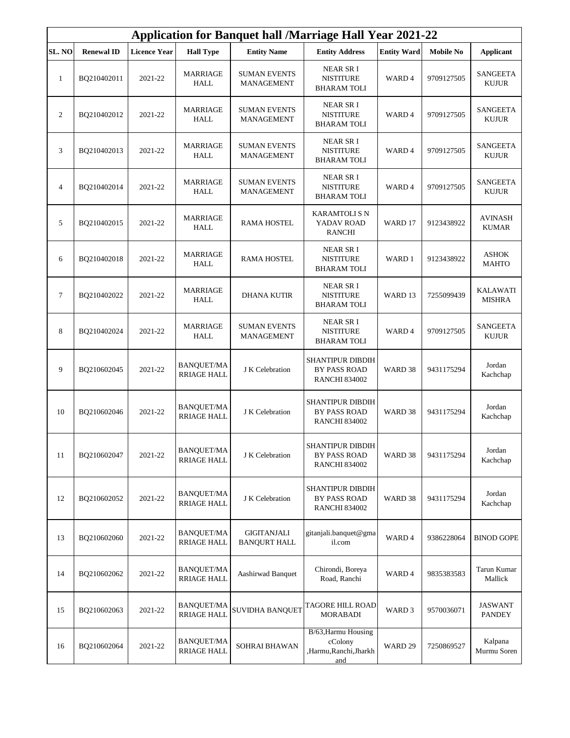# Application for Banquet hall /Marriage Hall Year 2021-22

| SL. NO | Renewal ID | Licence Year | Hall Type | Entity Name | Entity Address | Entity Ward | Mobile No | Applicant |
|---|---|---|---|---|---|---|---|---|
| 1 | BQ210402011 | 2021-22 | MARRIAGE HALL | SUMAN EVENTS MANAGEMENT | NEAR SR I NISTITURE BHARAM TOLI | WARD 4 | 9709127505 | SANGEETA KUJUR |
| 2 | BQ210402012 | 2021-22 | MARRIAGE HALL | SUMAN EVENTS MANAGEMENT | NEAR SR I NISTITURE BHARAM TOLI | WARD 4 | 9709127505 | SANGEETA KUJUR |
| 3 | BQ210402013 | 2021-22 | MARRIAGE HALL | SUMAN EVENTS MANAGEMENT | NEAR SR I NISTITURE BHARAM TOLI | WARD 4 | 9709127505 | SANGEETA KUJUR |
| 4 | BQ210402014 | 2021-22 | MARRIAGE HALL | SUMAN EVENTS MANAGEMENT | NEAR SR I NISTITURE BHARAM TOLI | WARD 4 | 9709127505 | SANGEETA KUJUR |
| 5 | BQ210402015 | 2021-22 | MARRIAGE HALL | RAMA HOSTEL | KARAMTOLI S N YADAV ROAD RANCHI | WARD 17 | 9123438922 | AVINASH KUMAR |
| 6 | BQ210402018 | 2021-22 | MARRIAGE HALL | RAMA HOSTEL | NEAR SR I NISTITURE BHARAM TOLI | WARD 1 | 9123438922 | ASHOK MAHTO |
| 7 | BQ210402022 | 2021-22 | MARRIAGE HALL | DHANA KUTIR | NEAR SR I NISTITURE BHARAM TOLI | WARD 13 | 7255099439 | KALAWATI MISHRA |
| 8 | BQ210402024 | 2021-22 | MARRIAGE HALL | SUMAN EVENTS MANAGEMENT | NEAR SR I NISTITURE BHARAM TOLI | WARD 4 | 9709127505 | SANGEETA KUJUR |
| 9 | BQ210602045 | 2021-22 | BANQUET/MARRIAGE HALL | J K Celebration | SHANTIPUR DIBDIH BY PASS ROAD RANCHI 834002 | WARD 38 | 9431175294 | Jordan Kachchap |
| 10 | BQ210602046 | 2021-22 | BANQUET/MARRIAGE HALL | J K Celebration | SHANTIPUR DIBDIH BY PASS ROAD RANCHI 834002 | WARD 38 | 9431175294 | Jordan Kachchap |
| 11 | BQ210602047 | 2021-22 | BANQUET/MARRIAGE HALL | J K Celebration | SHANTIPUR DIBDIH BY PASS ROAD RANCHI 834002 | WARD 38 | 9431175294 | Jordan Kachchap |
| 12 | BQ210602052 | 2021-22 | BANQUET/MARRIAGE HALL | J K Celebration | SHANTIPUR DIBDIH BY PASS ROAD RANCHI 834002 | WARD 38 | 9431175294 | Jordan Kachchap |
| 13 | BQ210602060 | 2021-22 | BANQUET/MARRIAGE HALL | GIGITANJALI BANQURT HALL | gitanjali.banquet@gmail.com | WARD 4 | 9386228064 | BINOD GOPE |
| 14 | BQ210602062 | 2021-22 | BANQUET/MARRIAGE HALL | Aashirwad Banquet | Chirondi, Boreya Road, Ranchi | WARD 4 | 9835383583 | Tarun Kumar Mallick |
| 15 | BQ210602063 | 2021-22 | BANQUET/MARRIAGE HALL | SUVIDHA BANQUET | TAGORE HILL ROAD MORABADI | WARD 3 | 9570036071 | JASWANT PANDEY |
| 16 | BQ210602064 | 2021-22 | BANQUET/MARRIAGE HALL | SOHRAI BHAWAN | B/63,Harmu Housing cColony ,Harmu,Ranchi,Jharkhand | WARD 29 | 7250869527 | Kalpana Murmu Soren |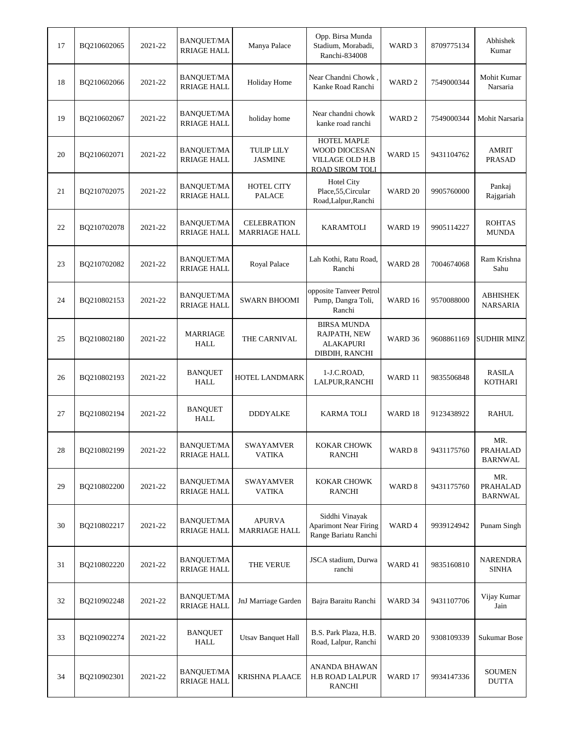| 17 | BQ210602065 | 2021-22 | BANQUET/MARRIAGE HALL | Manya Palace | Opp. Birsa Munda Stadium, Morabadi, Ranchi-834008 | WARD 3 | 8709775134 | Abhishek Kumar |
|---|---|---|---|---|---|---|---|---|
| 18 | BQ210602066 | 2021-22 | BANQUET/MARRIAGE HALL | Holiday Home | Near Chandni Chowk , Kanke Road Ranchi | WARD 2 | 7549000344 | Mohit Kumar Narsaria |
| 19 | BQ210602067 | 2021-22 | BANQUET/MARRIAGE HALL | holiday home | Near chandni chowk kanke road ranchi | WARD 2 | 7549000344 | Mohit Narsaria |
| 20 | BQ210602071 | 2021-22 | BANQUET/MARRIAGE HALL | TULIP LILY JASMINE | HOTEL MAPLE WOOD DIOCESAN VILLAGE OLD H.B ROAD SIROM TOLI | WARD 15 | 9431104762 | AMRIT PRASAD |
| 21 | BQ210702075 | 2021-22 | BANQUET/MARRIAGE HALL | HOTEL CITY PALACE | Hotel City Place,55,Circular Road,Lalpur,Ranchi | WARD 20 | 9905760000 | Pankaj Rajgariah |
| 22 | BQ210702078 | 2021-22 | BANQUET/MARRIAGE HALL | CELEBRATION MARRIAGE HALL | KARAMTOLI | WARD 19 | 9905114227 | ROHTAS MUNDA |
| 23 | BQ210702082 | 2021-22 | BANQUET/MARRIAGE HALL | Royal Palace | Lah Kothi, Ratu Road, Ranchi | WARD 28 | 7004674068 | Ram Krishna Sahu |
| 24 | BQ210802153 | 2021-22 | BANQUET/MARRIAGE HALL | SWARN BHOOMI | opposite Tanveer Petrol Pump, Dangra Toli, Ranchi | WARD 16 | 9570088000 | ABHISHEK NARSARIA |
| 25 | BQ210802180 | 2021-22 | MARRIAGE HALL | THE CARNIVAL | BIRSA MUNDA RAJPATH, NEW ALAKAPURI DIBDIH, RANCHI | WARD 36 | 9608861169 | SUDHIR MINZ |
| 26 | BQ210802193 | 2021-22 | BANQUET HALL | HOTEL LANDMARK | 1-J.C.ROAD, LALPUR,RANCHI | WARD 11 | 9835506848 | RASILA KOTHARI |
| 27 | BQ210802194 | 2021-22 | BANQUET HALL | DDDYALKE | KARMA TOLI | WARD 18 | 9123438922 | RAHUL |
| 28 | BQ210802199 | 2021-22 | BANQUET/MARRIAGE HALL | SWAYAMVER VATIKA | KOKAR CHOWK RANCHI | WARD 8 | 9431175760 | MR. PRAHALAD BARNWAL |
| 29 | BQ210802200 | 2021-22 | BANQUET/MARRIAGE HALL | SWAYAMVER VATIKA | KOKAR CHOWK RANCHI | WARD 8 | 9431175760 | MR. PRAHALAD BARNWAL |
| 30 | BQ210802217 | 2021-22 | BANQUET/MARRIAGE HALL | APURVA MARRIAGE HALL | Siddhi Vinayak Aparimont Near Firing Range Bariatu Ranchi | WARD 4 | 9939124942 | Punam Singh |
| 31 | BQ210802220 | 2021-22 | BANQUET/MARRIAGE HALL | THE VERUE | JSCA stadium, Durwa ranchi | WARD 41 | 9835160810 | NARENDRA SINHA |
| 32 | BQ210902248 | 2021-22 | BANQUET/MARRIAGE HALL | JnJ Marriage Garden | Bajra Baraitu Ranchi | WARD 34 | 9431107706 | Vijay Kumar Jain |
| 33 | BQ210902274 | 2021-22 | BANQUET HALL | Utsav Banquet Hall | B.S. Park Plaza, H.B. Road, Lalpur, Ranchi | WARD 20 | 9308109339 | Sukumar Bose |
| 34 | BQ210902301 | 2021-22 | BANQUET/MARRIAGE HALL | KRISHNA PLAACE | ANANDA BHAWAN H.B ROAD LALPUR RANCHI | WARD 17 | 9934147336 | SOUMEN DUTTA |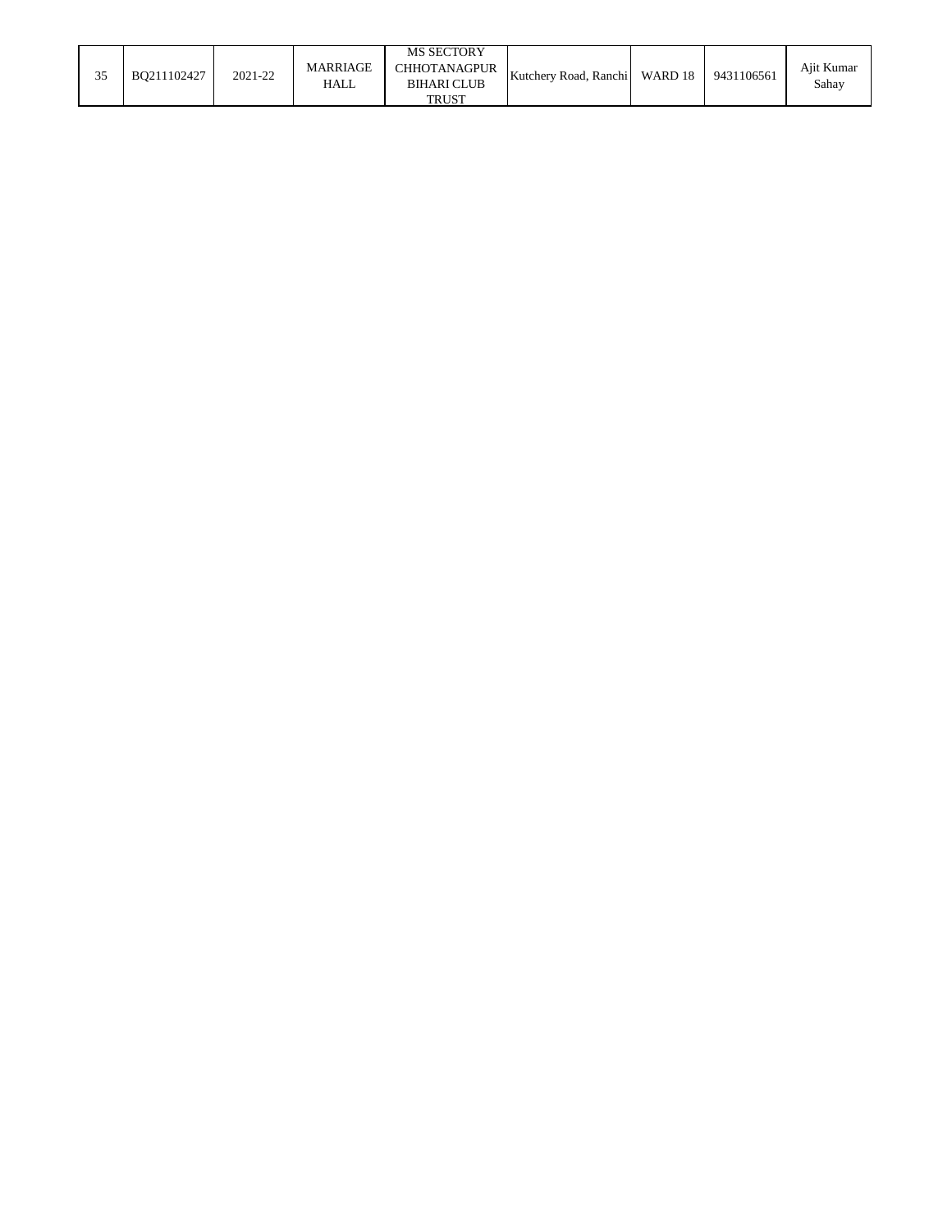| | | | | | | | | |
|---|---|---|---|---|---|---|---|---|
| 35 | BQ211102427 | 2021-22 | MARRIAGE HALL | MS SECTORY CHHOTANAGPUR BIHARI CLUB TRUST | Kutchery Road, Ranchi | WARD 18 | 9431106561 | Ajit Kumar Sahay |